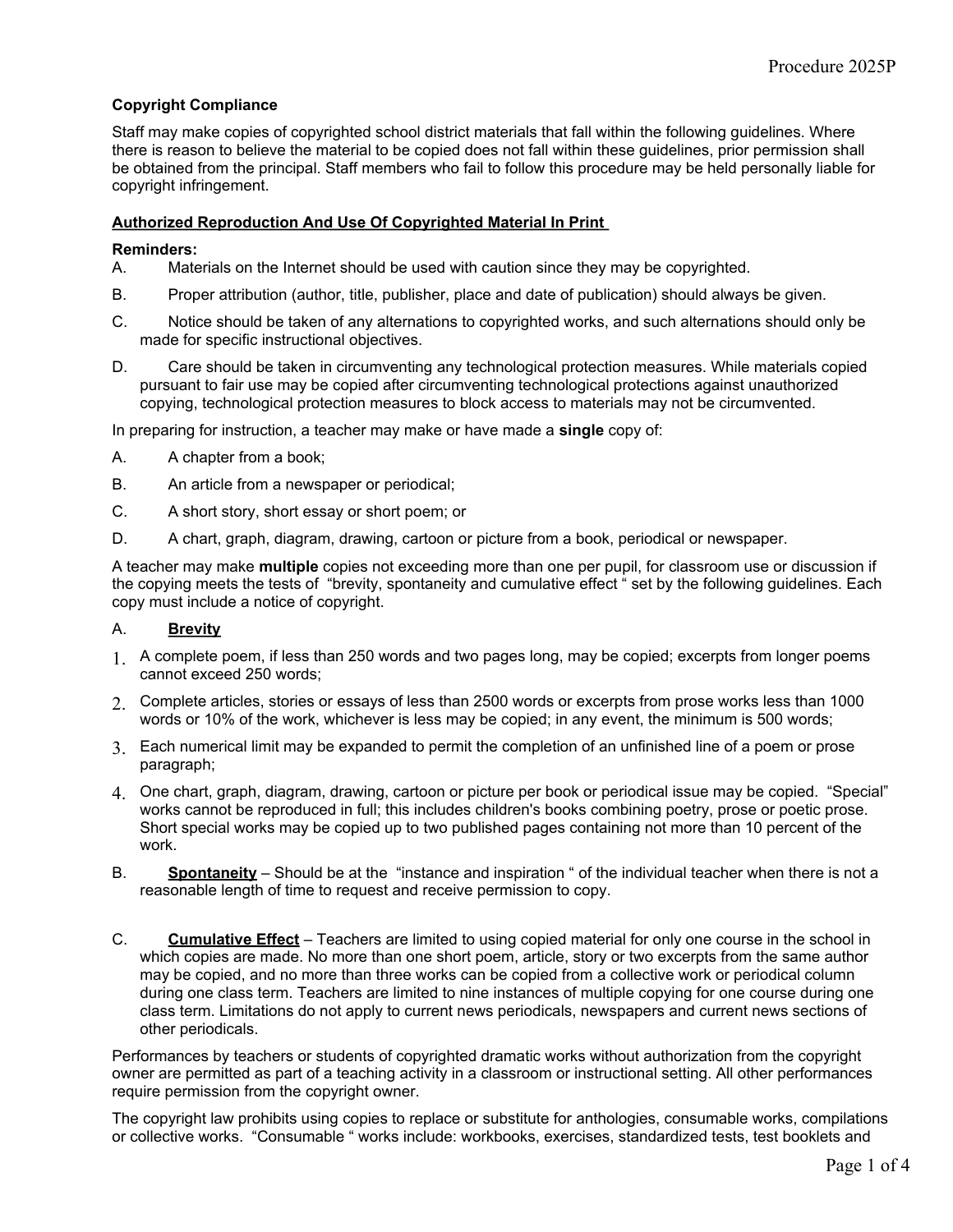**Copyright Compliance**

Staff may make copies of copyrighted school district materials that fall within the following guidelines. Where there is reason to believe the material to be copied does not fall within these guidelines, prior permission shall be obtained from the principal. Staff members who fail to follow this procedure may be held personally liable for copyright infringement.

**<u>Authorized Reproduction And Use Of Copyrighted Material In Print</u>**

**Reminders:**

A. Materials on the Internet should be used with caution since they may be copyrighted.

B. Proper attribution (author, title, publisher, place and date of publication) should always be given.

C. Notice should be taken of any alternations to copyrighted works, and such alternations should only be made for specific instructional objectives.

D. Care should be taken in circumventing any technological protection measures. While materials copied pursuant to fair use may be copied after circumventing technological protections against unauthorized copying, technological protection measures to block access to materials may not be circumvented.

In preparing for instruction, a teacher may make or have made a **single** copy of:

A. A chapter from a book;

B. An article from a newspaper or periodical;

C. A short story, short essay or short poem; or

D. A chart, graph, diagram, drawing, cartoon or picture from a book, periodical or newspaper.

A teacher may make **multiple** copies not exceeding more than one per pupil, for classroom use or discussion if the copying meets the tests of "brevity, spontaneity and cumulative effect " set by the following guidelines. Each copy must include a notice of copyright.

A. **<u>Brevity</u>**

1. A complete poem, if less than 250 words and two pages long, may be copied; excerpts from longer poems cannot exceed 250 words;
2. Complete articles, stories or essays of less than 2500 words or excerpts from prose works less than 1000 words or 10% of the work, whichever is less may be copied; in any event, the minimum is 500 words;
3. Each numerical limit may be expanded to permit the completion of an unfinished line of a poem or prose paragraph;
4. One chart, graph, diagram, drawing, cartoon or picture per book or periodical issue may be copied. "Special" works cannot be reproduced in full; this includes children's books combining poetry, prose or poetic prose. Short special works may be copied up to two published pages containing not more than 10 percent of the work.

B. **<u>Spontaneity</u>** – Should be at the "instance and inspiration " of the individual teacher when there is not a reasonable length of time to request and receive permission to copy.

C. **<u>Cumulative Effect</u>** – Teachers are limited to using copied material for only one course in the school in which copies are made. No more than one short poem, article, story or two excerpts from the same author may be copied, and no more than three works can be copied from a collective work or periodical column during one class term. Teachers are limited to nine instances of multiple copying for one course during one class term. Limitations do not apply to current news periodicals, newspapers and current news sections of other periodicals.

Performances by teachers or students of copyrighted dramatic works without authorization from the copyright owner are permitted as part of a teaching activity in a classroom or instructional setting. All other performances require permission from the copyright owner.

The copyright law prohibits using copies to replace or substitute for anthologies, consumable works, compilations or collective works. "Consumable " works include: workbooks, exercises, standardized tests, test booklets and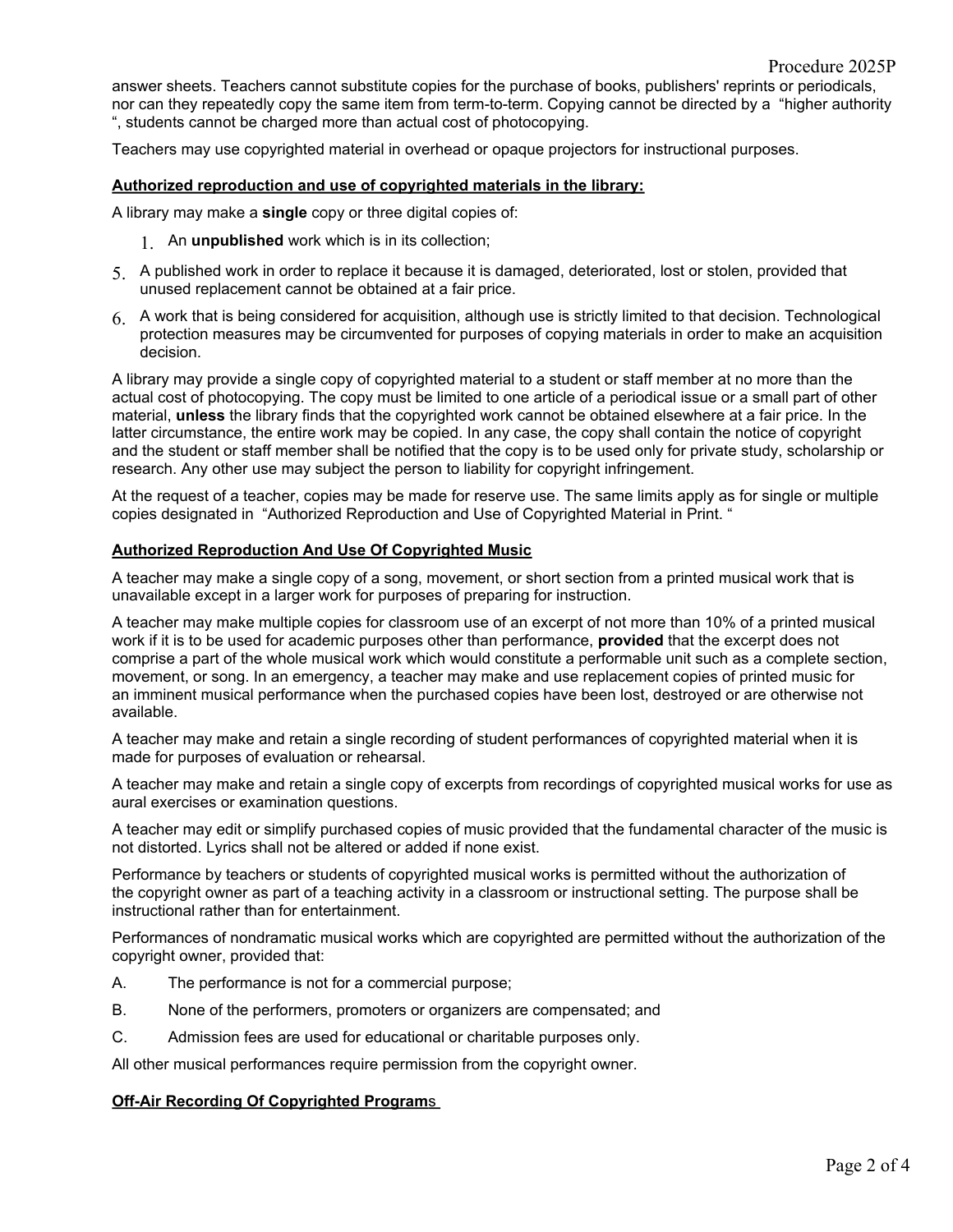answer sheets. Teachers cannot substitute copies for the purchase of books, publishers' reprints or periodicals, nor can they repeatedly copy the same item from term-to-term. Copying cannot be directed by a "higher authority ", students cannot be charged more than actual cost of photocopying.

Teachers may use copyrighted material in overhead or opaque projectors for instructional purposes.

**Authorized reproduction and use of copyrighted materials in the library:**

A library may make a **single** copy or three digital copies of:

1. An **unpublished** work which is in its collection;
5. A published work in order to replace it because it is damaged, deteriorated, lost or stolen, provided that unused replacement cannot be obtained at a fair price.
6. A work that is being considered for acquisition, although use is strictly limited to that decision. Technological protection measures may be circumvented for purposes of copying materials in order to make an acquisition decision.

A library may provide a single copy of copyrighted material to a student or staff member at no more than the actual cost of photocopying. The copy must be limited to one article of a periodical issue or a small part of other material, **unless** the library finds that the copyrighted work cannot be obtained elsewhere at a fair price. In the latter circumstance, the entire work may be copied. In any case, the copy shall contain the notice of copyright and the student or staff member shall be notified that the copy is to be used only for private study, scholarship or research. Any other use may subject the person to liability for copyright infringement.

At the request of a teacher, copies may be made for reserve use. The same limits apply as for single or multiple copies designated in "Authorized Reproduction and Use of Copyrighted Material in Print. "

**Authorized Reproduction And Use Of Copyrighted Music**

A teacher may make a single copy of a song, movement, or short section from a printed musical work that is unavailable except in a larger work for purposes of preparing for instruction.

A teacher may make multiple copies for classroom use of an excerpt of not more than 10% of a printed musical work if it is to be used for academic purposes other than performance, **provided** that the excerpt does not comprise a part of the whole musical work which would constitute a performable unit such as a complete section, movement, or song. In an emergency, a teacher may make and use replacement copies of printed music for an imminent musical performance when the purchased copies have been lost, destroyed or are otherwise not available.

A teacher may make and retain a single recording of student performances of copyrighted material when it is made for purposes of evaluation or rehearsal.

A teacher may make and retain a single copy of excerpts from recordings of copyrighted musical works for use as aural exercises or examination questions.

A teacher may edit or simplify purchased copies of music provided that the fundamental character of the music is not distorted. Lyrics shall not be altered or added if none exist.

Performance by teachers or students of copyrighted musical works is permitted without the authorization of the copyright owner as part of a teaching activity in a classroom or instructional setting. The purpose shall be instructional rather than for entertainment.

Performances of nondramatic musical works which are copyrighted are permitted without the authorization of the copyright owner, provided that:

A. The performance is not for a commercial purpose;

B. None of the performers, promoters or organizers are compensated; and

C. Admission fees are used for educational or charitable purposes only.

All other musical performances require permission from the copyright owner.

**Off-Air Recording Of Copyrighted Programs**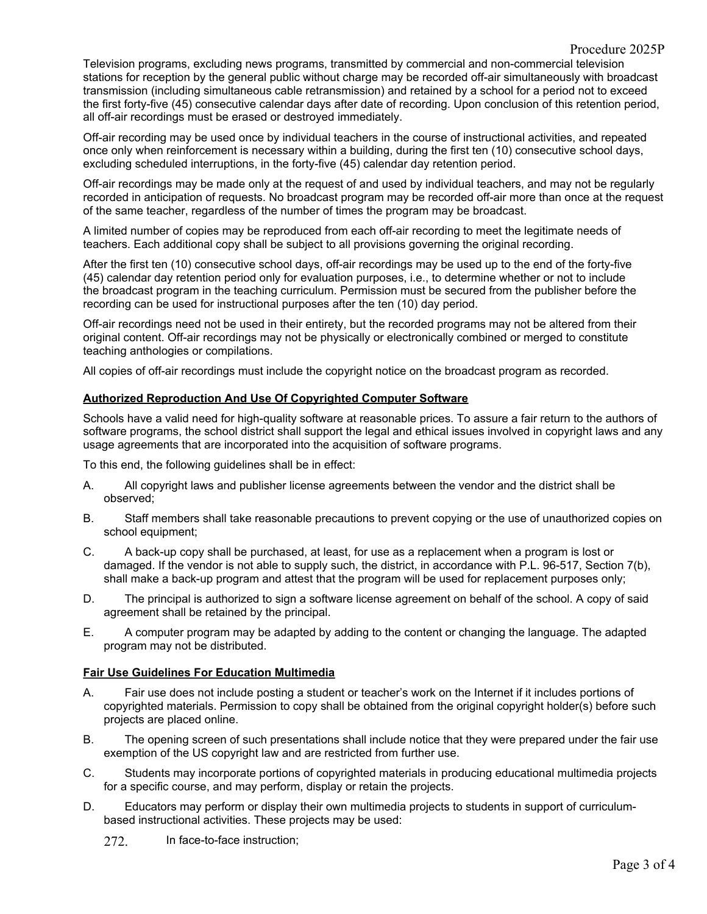Television programs, excluding news programs, transmitted by commercial and non-commercial television stations for reception by the general public without charge may be recorded off-air simultaneously with broadcast transmission (including simultaneous cable retransmission) and retained by a school for a period not to exceed the first forty-five (45) consecutive calendar days after date of recording. Upon conclusion of this retention period, all off-air recordings must be erased or destroyed immediately.

Off-air recording may be used once by individual teachers in the course of instructional activities, and repeated once only when reinforcement is necessary within a building, during the first ten (10) consecutive school days, excluding scheduled interruptions, in the forty-five (45) calendar day retention period.

Off-air recordings may be made only at the request of and used by individual teachers, and may not be regularly recorded in anticipation of requests. No broadcast program may be recorded off-air more than once at the request of the same teacher, regardless of the number of times the program may be broadcast.

A limited number of copies may be reproduced from each off-air recording to meet the legitimate needs of teachers. Each additional copy shall be subject to all provisions governing the original recording.

After the first ten (10) consecutive school days, off-air recordings may be used up to the end of the forty-five (45) calendar day retention period only for evaluation purposes, i.e., to determine whether or not to include the broadcast program in the teaching curriculum. Permission must be secured from the publisher before the recording can be used for instructional purposes after the ten (10) day period.

Off-air recordings need not be used in their entirety, but the recorded programs may not be altered from their original content. Off-air recordings may not be physically or electronically combined or merged to constitute teaching anthologies or compilations.

All copies of off-air recordings must include the copyright notice on the broadcast program as recorded.

**Authorized Reproduction And Use Of Copyrighted Computer Software**

Schools have a valid need for high-quality software at reasonable prices. To assure a fair return to the authors of software programs, the school district shall support the legal and ethical issues involved in copyright laws and any usage agreements that are incorporated into the acquisition of software programs.

To this end, the following guidelines shall be in effect:

A. All copyright laws and publisher license agreements between the vendor and the district shall be observed;

B. Staff members shall take reasonable precautions to prevent copying or the use of unauthorized copies on school equipment;

C. A back-up copy shall be purchased, at least, for use as a replacement when a program is lost or damaged. If the vendor is not able to supply such, the district, in accordance with P.L. 96-517, Section 7(b), shall make a back-up program and attest that the program will be used for replacement purposes only;

D. The principal is authorized to sign a software license agreement on behalf of the school. A copy of said agreement shall be retained by the principal.

E. A computer program may be adapted by adding to the content or changing the language. The adapted program may not be distributed.

**Fair Use Guidelines For Education Multimedia**

A. Fair use does not include posting a student or teacher's work on the Internet if it includes portions of copyrighted materials. Permission to copy shall be obtained from the original copyright holder(s) before such projects are placed online.

B. The opening screen of such presentations shall include notice that they were prepared under the fair use exemption of the US copyright law and are restricted from further use.

C. Students may incorporate portions of copyrighted materials in producing educational multimedia projects for a specific course, and may perform, display or retain the projects.

D. Educators may perform or display their own multimedia projects to students in support of curriculum-based instructional activities. These projects may be used:

272. In face-to-face instruction;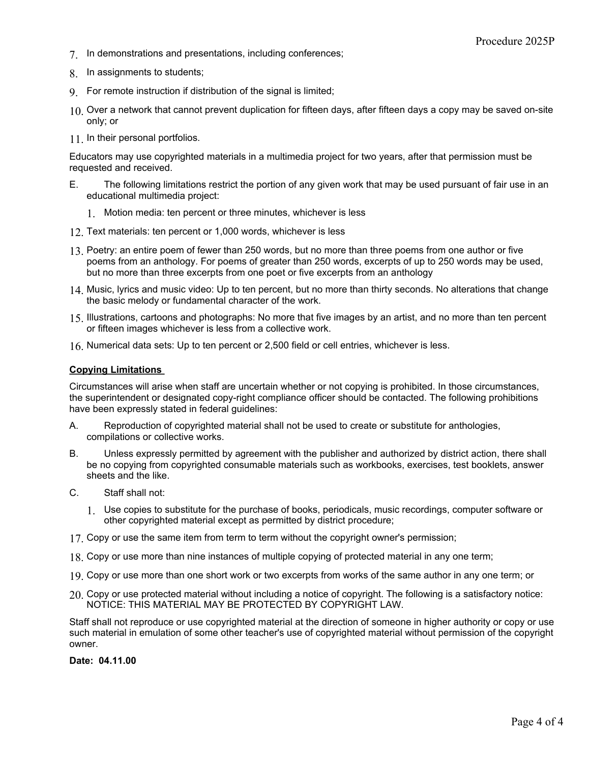7. In demonstrations and presentations, including conferences;
8. In assignments to students;
9. For remote instruction if distribution of the signal is limited;
10. Over a network that cannot prevent duplication for fifteen days, after fifteen days a copy may be saved on-site only; or
11. In their personal portfolios.

Educators may use copyrighted materials in a multimedia project for two years, after that permission must be requested and received.

E. The following limitations restrict the portion of any given work that may be used pursuant of fair use in an educational multimedia project:

   1. Motion media: ten percent or three minutes, whichever is less

12. Text materials: ten percent or 1,000 words, whichever is less
13. Poetry: an entire poem of fewer than 250 words, but no more than three poems from one author or five poems from an anthology. For poems of greater than 250 words, excerpts of up to 250 words may be used, but no more than three excerpts from one poet or five excerpts from an anthology
14. Music, lyrics and music video: Up to ten percent, but no more than thirty seconds. No alterations that change the basic melody or fundamental character of the work.
15. Illustrations, cartoons and photographs: No more that five images by an artist, and no more than ten percent or fifteen images whichever is less from a collective work.
16. Numerical data sets: Up to ten percent or 2,500 field or cell entries, whichever is less.

**Copying Limitations**

Circumstances will arise when staff are uncertain whether or not copying is prohibited. In those circumstances, the superintendent or designated copy-right compliance officer should be contacted. The following prohibitions have been expressly stated in federal guidelines:

A. Reproduction of copyrighted material shall not be used to create or substitute for anthologies, compilations or collective works.

B. Unless expressly permitted by agreement with the publisher and authorized by district action, there shall be no copying from copyrighted consumable materials such as workbooks, exercises, test booklets, answer sheets and the like.

C. Staff shall not:

   1. Use copies to substitute for the purchase of books, periodicals, music recordings, computer software or other copyrighted material except as permitted by district procedure;

17. Copy or use the same item from term to term without the copyright owner's permission;
18. Copy or use more than nine instances of multiple copying of protected material in any one term;
19. Copy or use more than one short work or two excerpts from works of the same author in any one term; or
20. Copy or use protected material without including a notice of copyright. The following is a satisfactory notice: NOTICE: THIS MATERIAL MAY BE PROTECTED BY COPYRIGHT LAW.

Staff shall not reproduce or use copyrighted material at the direction of someone in higher authority or copy or use such material in emulation of some other teacher's use of copyrighted material without permission of the copyright owner.

**Date: 04.11.00**